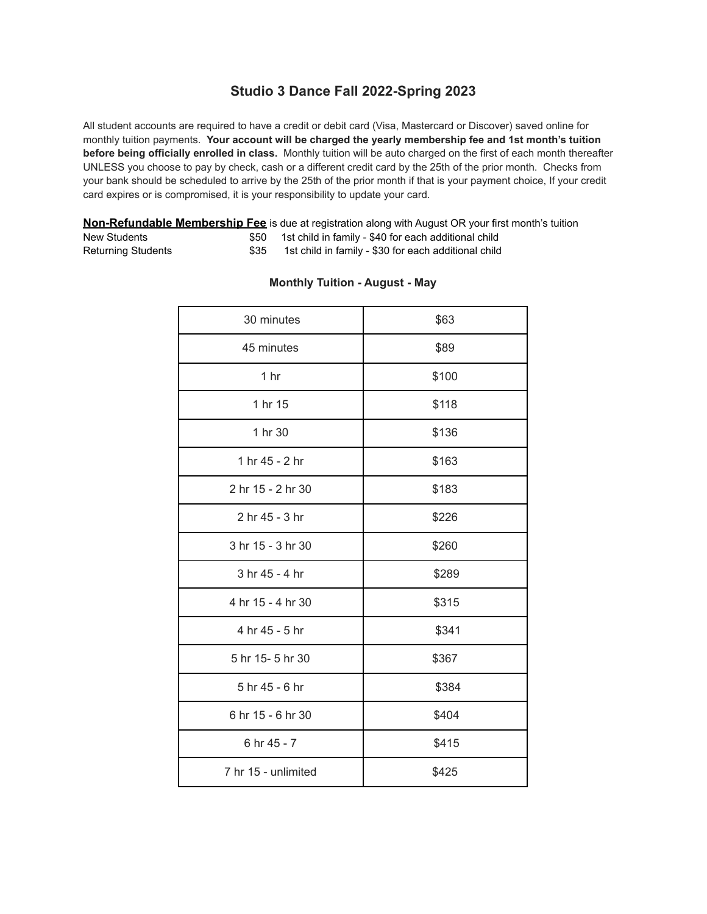# Studio 3 Dance Fall 2022-Spring 2023

All student accounts are required to have a credit or debit card (Visa, Mastercard or Discover) saved online for monthly tuition payments. **Your account will be charged the yearly membership fee and 1st month's tuition before being officially enrolled in class.** Monthly tuition will be auto charged on the first of each month thereafter UNLESS you choose to pay by check, cash or a different credit card by the 25th of the prior month. Checks from your bank should be scheduled to arrive by the 25th of the prior month if that is your payment choice, If your credit card expires or is compromised, it is your responsibility to update your card.

**Non-Refundable Membership Fee** is due at registration along with August OR your first month's tuition

| | | |
|---|---|---|
| New Students | $50 | 1st child in family - $40 for each additional child |
| Returning Students | $35 | 1st child in family - $30 for each additional child |

**Monthly Tuition - August - May**

| | |
|---|---|
| 30 minutes | $63 |
| 45 minutes | $89 |
| 1 hr | $100 |
| 1 hr 15 | $118 |
| 1 hr 30 | $136 |
| 1 hr 45 - 2 hr | $163 |
| 2 hr 15 - 2 hr 30 | $183 |
| 2 hr 45 - 3 hr | $226 |
| 3 hr 15 - 3 hr 30 | $260 |
| 3 hr 45 - 4 hr | $289 |
| 4 hr 15 - 4 hr 30 | $315 |
| 4 hr 45 - 5 hr | $341 |
| 5 hr 15- 5 hr 30 | $367 |
| 5 hr 45 - 6 hr | $384 |
| 6 hr 15 - 6 hr 30 | $404 |
| 6 hr 45 - 7 | $415 |
| 7 hr 15 - unlimited | $425 |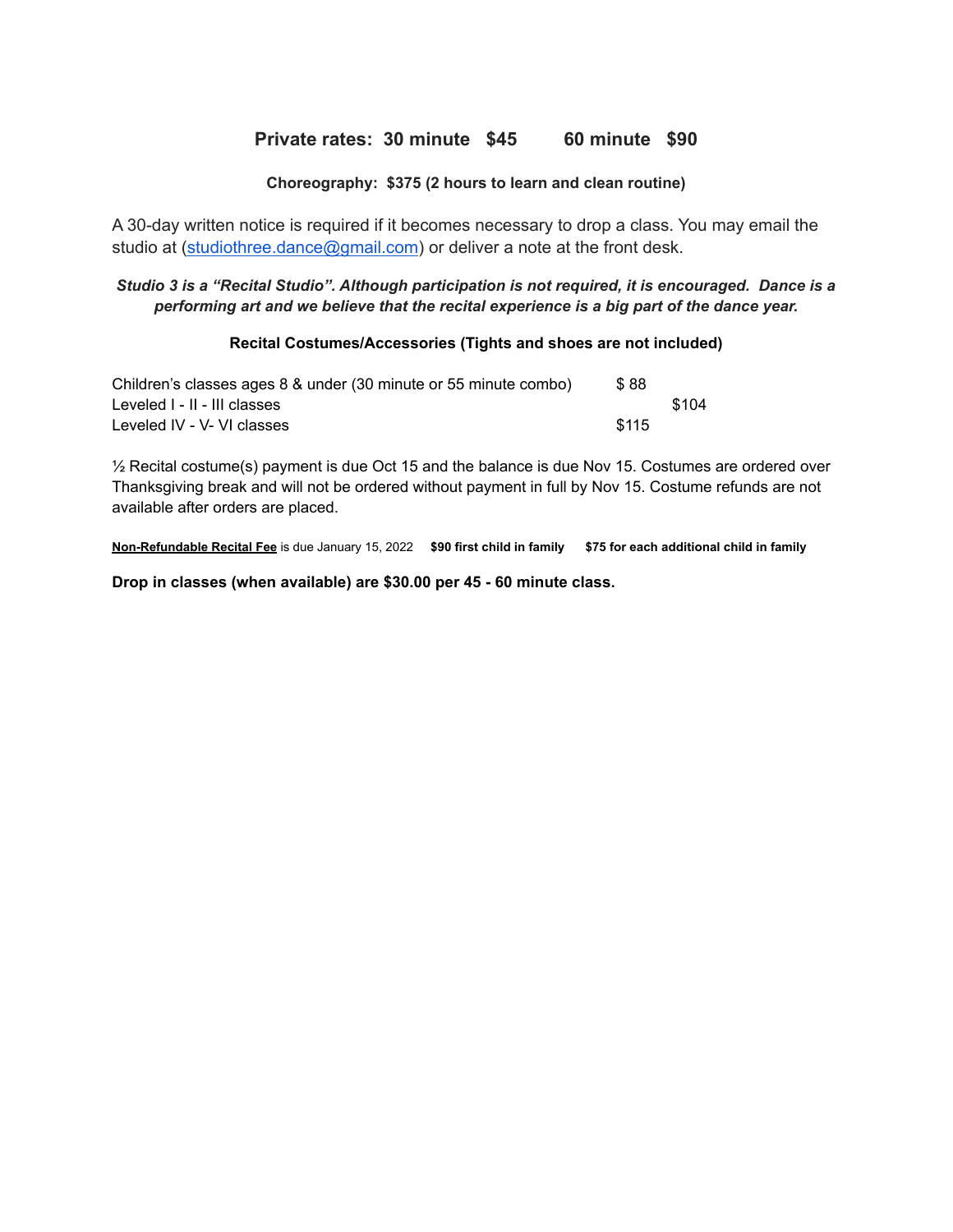**Private rates: 30 minute $45 60 minute $90**

**Choreography: $375 (2 hours to learn and clean routine)**

A 30-day written notice is required if it becomes necessary to drop a class. You may email the studio at (studiothree.dance@gmail.com) or deliver a note at the front desk.

***Studio 3 is a "Recital Studio". Although participation is not required, it is encouraged. Dance is a performing art and we believe that the recital experience is a big part of the dance year.***

**Recital Costumes/Accessories (Tights and shoes are not included)**

| | |
|---|---|
| Children's classes ages 8 & under (30 minute or 55 minute combo) | $ 88 |
| Leveled I - II - III classes | $104 |
| Leveled IV - V- VI classes | $115 |

½ Recital costume(s) payment is due Oct 15 and the balance is due Nov 15. Costumes are ordered over Thanksgiving break and will not be ordered without payment in full by Nov 15. Costume refunds are not available after orders are placed.

**Non-Refundable Recital Fee** is due January 15, 2022 **$90 first child in family** **$75 for each additional child in family**

**Drop in classes (when available) are $30.00 per 45 - 60 minute class.**